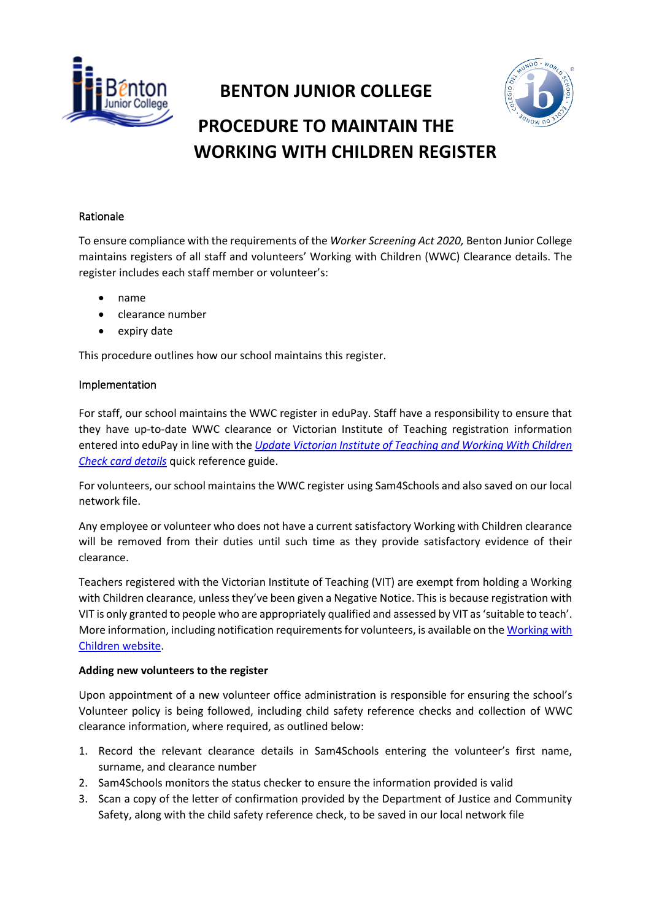# BENTON JUNIOR COLLEGE

# PROCEDURE TO MAINTAIN THE WORKING WITH CHILDREN REGISTER

## Rationale

To ensure compliance with the requirements of the *Worker Screening Act 2020,* Benton Junior College maintains registers of all staff and volunteers' Working with Children (WWC) Clearance details. The register includes each staff member or volunteer's:

- name
- clearance number
- expiry date

This procedure outlines how our school maintains this register.

## Implementation

For staff, our school maintains the WWC register in eduPay. Staff have a responsibility to ensure that they have up-to-date WWC clearance or Victorian Institute of Teaching registration information entered into eduPay in line with the *Update Victorian Institute of Teaching and Working With Children Check card details* quick reference guide.

For volunteers, our school maintains the WWC register using Sam4Schools and also saved on our local network file.

Any employee or volunteer who does not have a current satisfactory Working with Children clearance will be removed from their duties until such time as they provide satisfactory evidence of their clearance.

Teachers registered with the Victorian Institute of Teaching (VIT) are exempt from holding a Working with Children clearance, unless they've been given a Negative Notice. This is because registration with VIT is only granted to people who are appropriately qualified and assessed by VIT as 'suitable to teach'. More information, including notification requirements for volunteers, is available on the Working with Children website.

**Adding new volunteers to the register**

Upon appointment of a new volunteer office administration is responsible for ensuring the school's Volunteer policy is being followed, including child safety reference checks and collection of WWC clearance information, where required, as outlined below:

1. Record the relevant clearance details in Sam4Schools entering the volunteer's first name, surname, and clearance number
2. Sam4Schools monitors the status checker to ensure the information provided is valid
3. Scan a copy of the letter of confirmation provided by the Department of Justice and Community Safety, along with the child safety reference check, to be saved in our local network file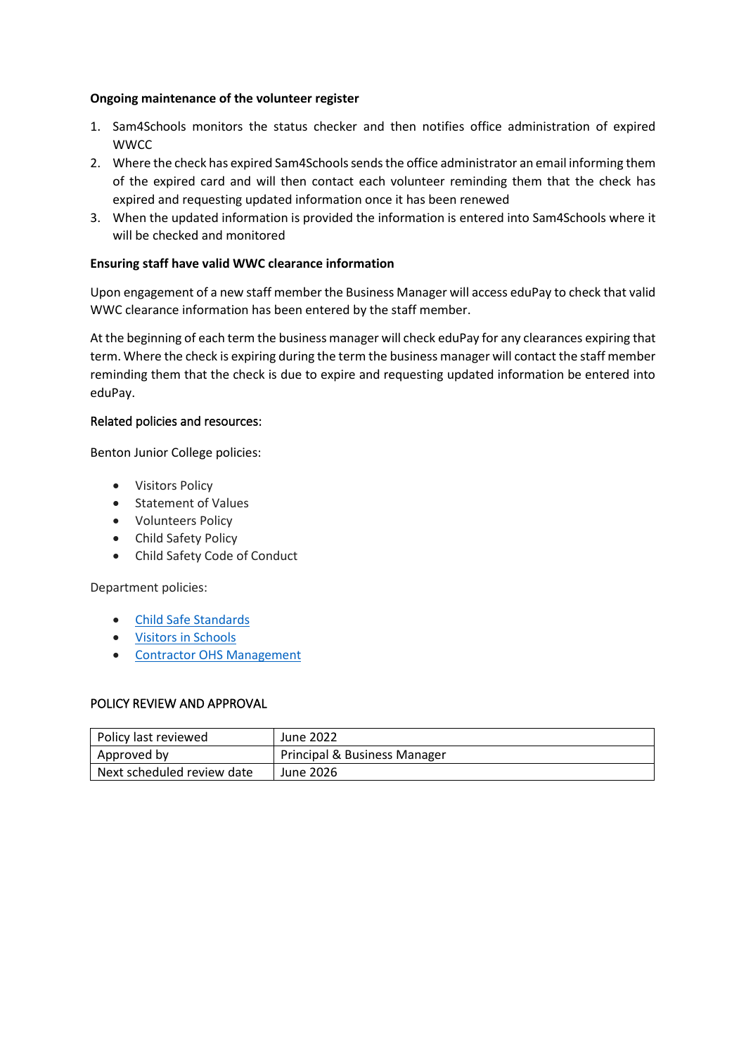**Ongoing maintenance of the volunteer register**

1. Sam4Schools monitors the status checker and then notifies office administration of expired WWCC
2. Where the check has expired Sam4Schools sends the office administrator an email informing them of the expired card and will then contact each volunteer reminding them that the check has expired and requesting updated information once it has been renewed
3. When the updated information is provided the information is entered into Sam4Schools where it will be checked and monitored

**Ensuring staff have valid WWC clearance information**

Upon engagement of a new staff member the Business Manager will access eduPay to check that valid WWC clearance information has been entered by the staff member.

At the beginning of each term the business manager will check eduPay for any clearances expiring that term. Where the check is expiring during the term the business manager will contact the staff member reminding them that the check is due to expire and requesting updated information be entered into eduPay.

Related policies and resources:

Benton Junior College policies:

- Visitors Policy
- Statement of Values
- Volunteers Policy
- Child Safety Policy
- Child Safety Code of Conduct

Department policies:

- Child Safe Standards
- Visitors in Schools
- Contractor OHS Management

POLICY REVIEW AND APPROVAL

| | |
|---|---|
| Policy last reviewed | June 2022 |
| Approved by | Principal & Business Manager |
| Next scheduled review date | June 2026 |